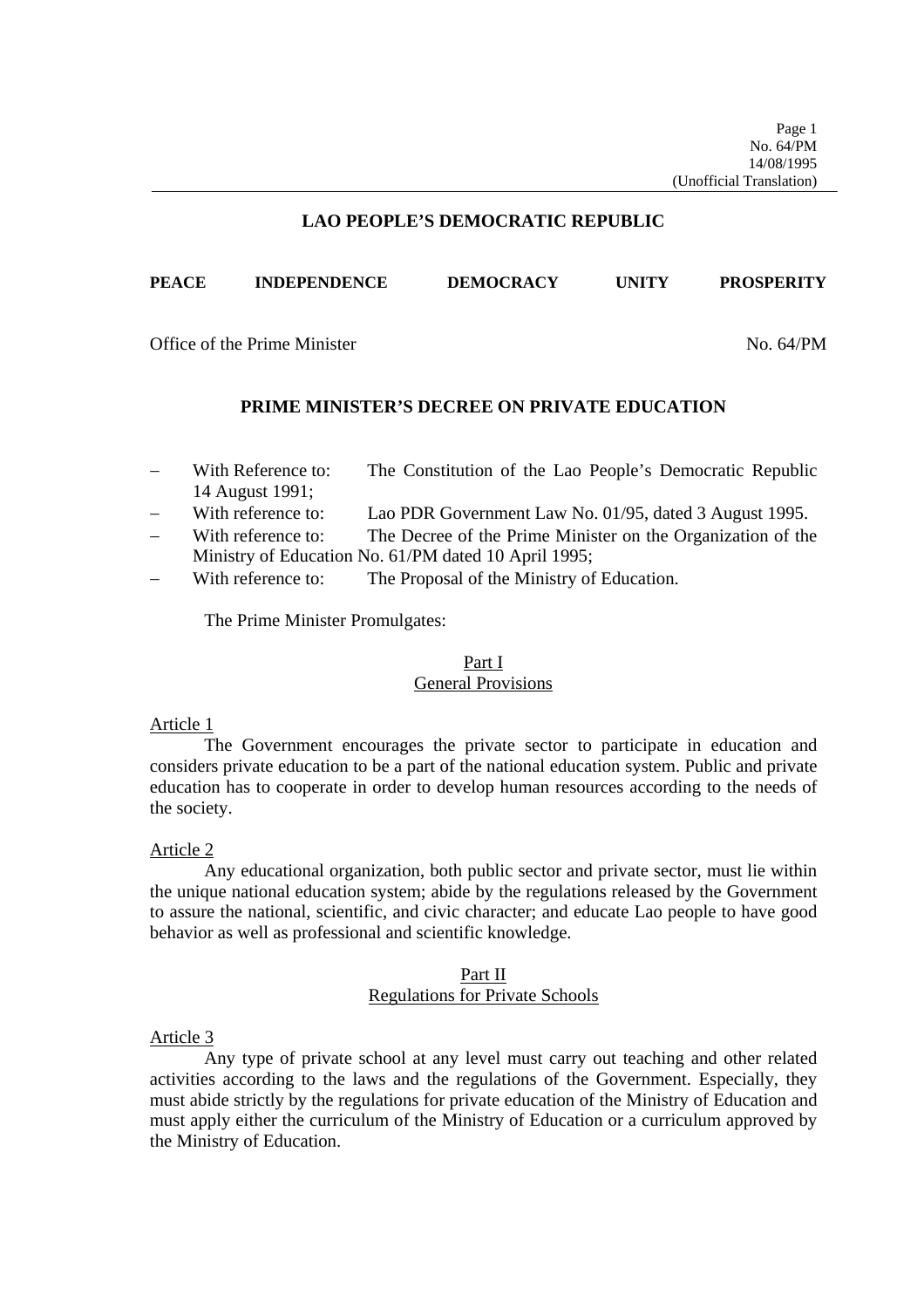**LAO PEOPLE'S DEMOCRATIC REPUBLIC**

**PEACE INDEPENDENCE DEMOCRACY UNITY PROSPERITY**

Office of the Prime Minister No. 64/PM

# PRIME MINISTER'S DECREE ON PRIVATE EDUCATION

- With Reference to: The Constitution of the Lao People's Democratic Republic 14 August 1991;
- With reference to: Lao PDR Government Law No. 01/95, dated 3 August 1995.
- With reference to: The Decree of the Prime Minister on the Organization of the Ministry of Education No. 61/PM dated 10 April 1995;
- With reference to: The Proposal of the Ministry of Education.

The Prime Minister Promulgates:

## Part I
## General Provisions

### Article 1

The Government encourages the private sector to participate in education and considers private education to be a part of the national education system. Public and private education has to cooperate in order to develop human resources according to the needs of the society.

### Article 2

Any educational organization, both public sector and private sector, must lie within the unique national education system; abide by the regulations released by the Government to assure the national, scientific, and civic character; and educate Lao people to have good behavior as well as professional and scientific knowledge.

## Part II
## Regulations for Private Schools

### Article 3

Any type of private school at any level must carry out teaching and other related activities according to the laws and the regulations of the Government. Especially, they must abide strictly by the regulations for private education of the Ministry of Education and must apply either the curriculum of the Ministry of Education or a curriculum approved by the Ministry of Education.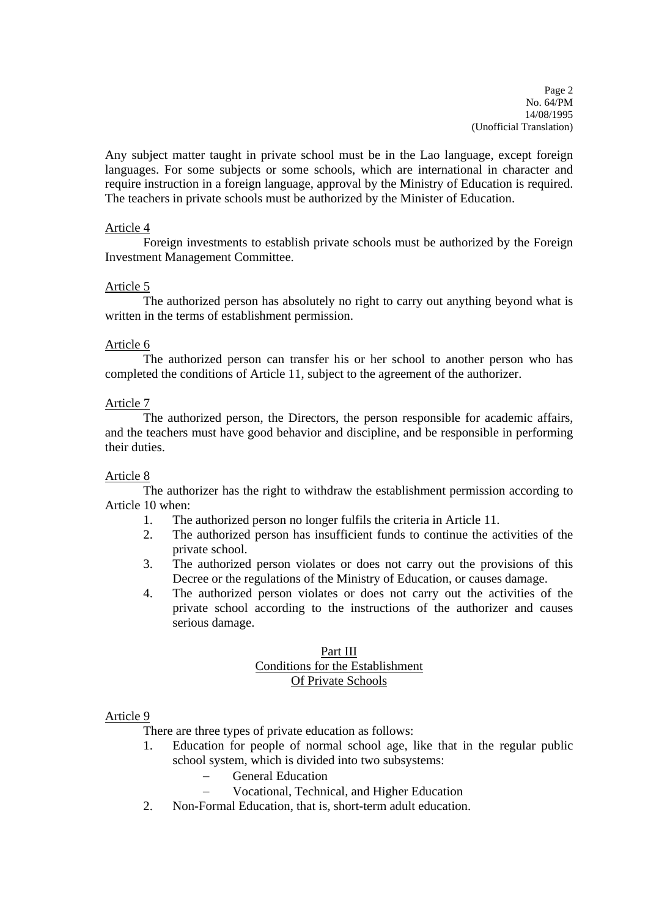Any subject matter taught in private school must be in the Lao language, except foreign languages. For some subjects or some schools, which are international in character and require instruction in a foreign language, approval by the Ministry of Education is required. The teachers in private schools must be authorized by the Minister of Education.

Article 4

Foreign investments to establish private schools must be authorized by the Foreign Investment Management Committee.

Article 5

The authorized person has absolutely no right to carry out anything beyond what is written in the terms of establishment permission.

Article 6

The authorized person can transfer his or her school to another person who has completed the conditions of Article 11, subject to the agreement of the authorizer.

Article 7

The authorized person, the Directors, the person responsible for academic affairs, and the teachers must have good behavior and discipline, and be responsible in performing their duties.

Article 8

The authorizer has the right to withdraw the establishment permission according to Article 10 when:

1. The authorized person no longer fulfils the criteria in Article 11.
2. The authorized person has insufficient funds to continue the activities of the private school.
3. The authorized person violates or does not carry out the provisions of this Decree or the regulations of the Ministry of Education, or causes damage.
4. The authorized person violates or does not carry out the activities of the private school according to the instructions of the authorizer and causes serious damage.

## Part III
## Conditions for the Establishment Of Private Schools

Article 9

There are three types of private education as follows:

1. Education for people of normal school age, like that in the regular public school system, which is divided into two subsystems:
   - General Education
   - Vocational, Technical, and Higher Education
2. Non-Formal Education, that is, short-term adult education.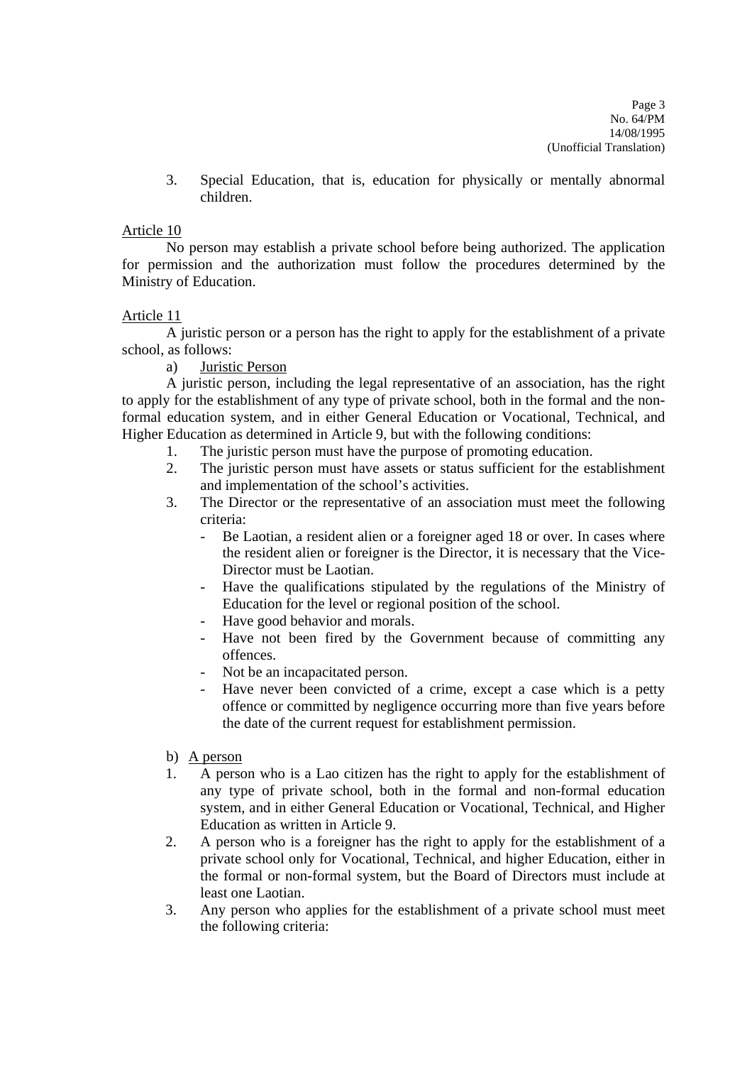3. Special Education, that is, education for physically or mentally abnormal children.

Article 10

No person may establish a private school before being authorized. The application for permission and the authorization must follow the procedures determined by the Ministry of Education.

Article 11

A juristic person or a person has the right to apply for the establishment of a private school, as follows:

a) Juristic Person

A juristic person, including the legal representative of an association, has the right to apply for the establishment of any type of private school, both in the formal and the non-formal education system, and in either General Education or Vocational, Technical, and Higher Education as determined in Article 9, but with the following conditions:

1. The juristic person must have the purpose of promoting education.
2. The juristic person must have assets or status sufficient for the establishment and implementation of the school's activities.
3. The Director or the representative of an association must meet the following criteria:
   - Be Laotian, a resident alien or a foreigner aged 18 or over. In cases where the resident alien or foreigner is the Director, it is necessary that the Vice-Director must be Laotian.
   - Have the qualifications stipulated by the regulations of the Ministry of Education for the level or regional position of the school.
   - Have good behavior and morals.
   - Have not been fired by the Government because of committing any offences.
   - Not be an incapacitated person.
   - Have never been convicted of a crime, except a case which is a petty offence or committed by negligence occurring more than five years before the date of the current request for establishment permission.

b) A person

1. A person who is a Lao citizen has the right to apply for the establishment of any type of private school, both in the formal and non-formal education system, and in either General Education or Vocational, Technical, and Higher Education as written in Article 9.
2. A person who is a foreigner has the right to apply for the establishment of a private school only for Vocational, Technical, and higher Education, either in the formal or non-formal system, but the Board of Directors must include at least one Laotian.
3. Any person who applies for the establishment of a private school must meet the following criteria: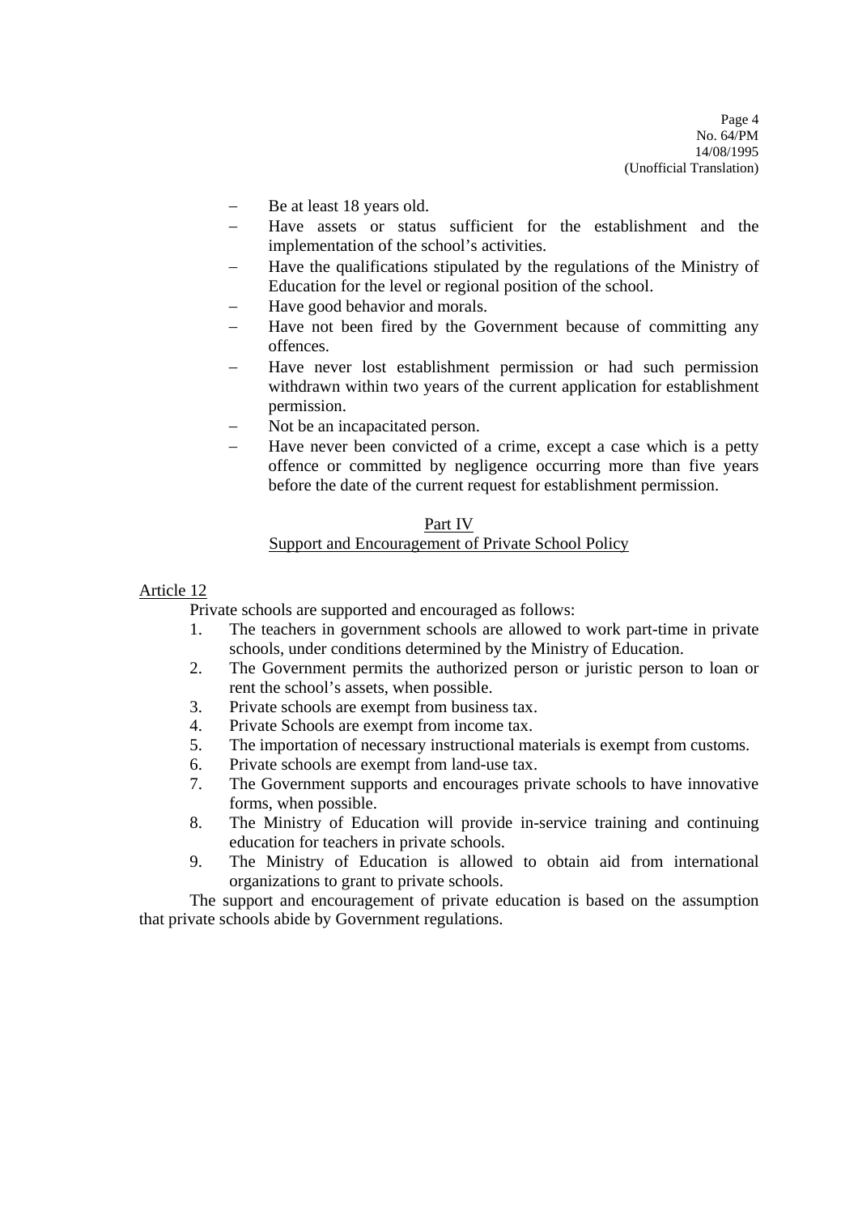- Be at least 18 years old.
- Have assets or status sufficient for the establishment and the implementation of the school's activities.
- Have the qualifications stipulated by the regulations of the Ministry of Education for the level or regional position of the school.
- Have good behavior and morals.
- Have not been fired by the Government because of committing any offences.
- Have never lost establishment permission or had such permission withdrawn within two years of the current application for establishment permission.
- Not be an incapacitated person.
- Have never been convicted of a crime, except a case which is a petty offence or committed by negligence occurring more than five years before the date of the current request for establishment permission.

## Part IV
## Support and Encouragement of Private School Policy

### Article 12

Private schools are supported and encouraged as follows:

1. The teachers in government schools are allowed to work part-time in private schools, under conditions determined by the Ministry of Education.
2. The Government permits the authorized person or juristic person to loan or rent the school's assets, when possible.
3. Private schools are exempt from business tax.
4. Private Schools are exempt from income tax.
5. The importation of necessary instructional materials is exempt from customs.
6. Private schools are exempt from land-use tax.
7. The Government supports and encourages private schools to have innovative forms, when possible.
8. The Ministry of Education will provide in-service training and continuing education for teachers in private schools.
9. The Ministry of Education is allowed to obtain aid from international organizations to grant to private schools.

The support and encouragement of private education is based on the assumption that private schools abide by Government regulations.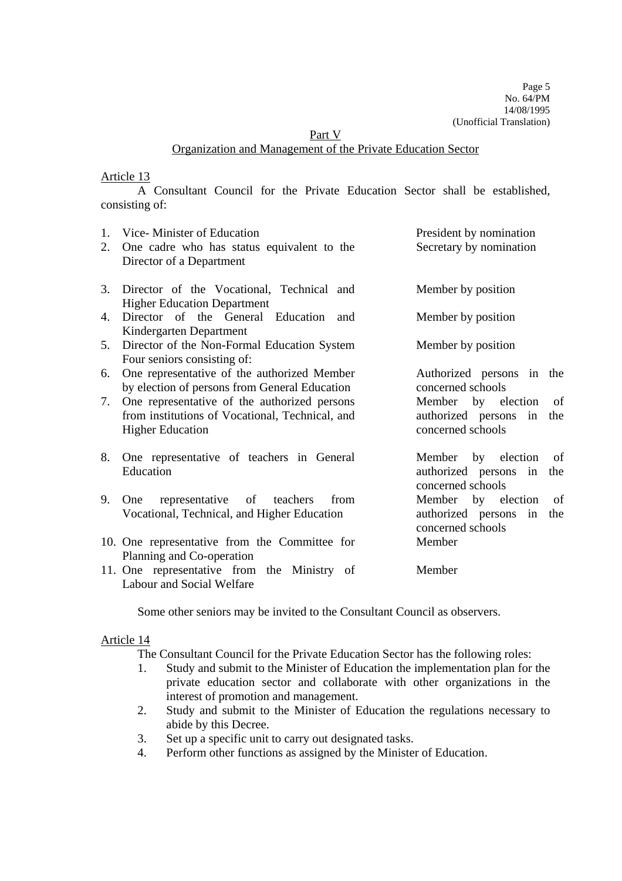Part V

Organization and Management of the Private Education Sector

Article 13

A Consultant Council for the Private Education Sector shall be established, consisting of:

| | | |
|---|---|---|
| 1. | Vice- Minister of Education | President by nomination |
| 2. | One cadre who has status equivalent to the Director of a Department | Secretary by nomination |
| 3. | Director of the Vocational, Technical and Higher Education Department | Member by position |
| 4. | Director of the General Education and Kindergarten Department | Member by position |
| 5. | Director of the Non-Formal Education System | Member by position |
| | Four seniors consisting of: | |
| 6. | One representative of the authorized Member by election of persons from General Education | Authorized persons in the concerned schools |
| 7. | One representative of the authorized persons from institutions of Vocational, Technical, and Higher Education | Member by election of authorized persons in the concerned schools |
| 8. | One representative of teachers in General Education | Member by election of authorized persons in the concerned schools |
| 9. | One representative of teachers from Vocational, Technical, and Higher Education | Member by election of authorized persons in the concerned schools |
| 10. | One representative from the Committee for Planning and Co-operation | Member |
| 11. | One representative from the Ministry of Labour and Social Welfare | Member |

Some other seniors may be invited to the Consultant Council as observers.

Article 14

The Consultant Council for the Private Education Sector has the following roles:

1. Study and submit to the Minister of Education the implementation plan for the private education sector and collaborate with other organizations in the interest of promotion and management.
2. Study and submit to the Minister of Education the regulations necessary to abide by this Decree.
3. Set up a specific unit to carry out designated tasks.
4. Perform other functions as assigned by the Minister of Education.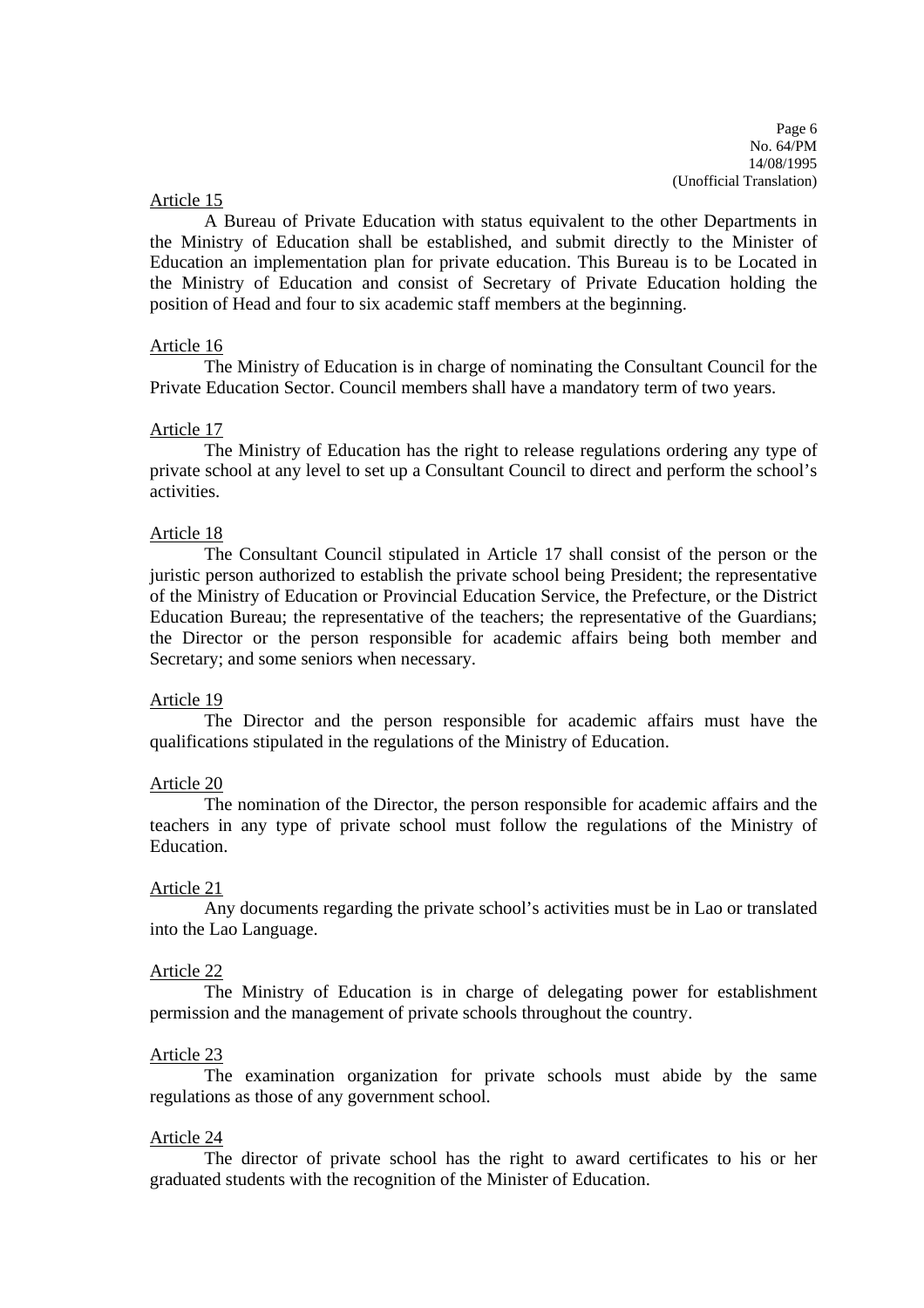Article 15

A Bureau of Private Education with status equivalent to the other Departments in the Ministry of Education shall be established, and submit directly to the Minister of Education an implementation plan for private education. This Bureau is to be Located in the Ministry of Education and consist of Secretary of Private Education holding the position of Head and four to six academic staff members at the beginning.

Article 16

The Ministry of Education is in charge of nominating the Consultant Council for the Private Education Sector. Council members shall have a mandatory term of two years.

Article 17

The Ministry of Education has the right to release regulations ordering any type of private school at any level to set up a Consultant Council to direct and perform the school's activities.

Article 18

The Consultant Council stipulated in Article 17 shall consist of the person or the juristic person authorized to establish the private school being President; the representative of the Ministry of Education or Provincial Education Service, the Prefecture, or the District Education Bureau; the representative of the teachers; the representative of the Guardians; the Director or the person responsible for academic affairs being both member and Secretary; and some seniors when necessary.

Article 19

The Director and the person responsible for academic affairs must have the qualifications stipulated in the regulations of the Ministry of Education.

Article 20

The nomination of the Director, the person responsible for academic affairs and the teachers in any type of private school must follow the regulations of the Ministry of Education.

Article 21

Any documents regarding the private school's activities must be in Lao or translated into the Lao Language.

Article 22

The Ministry of Education is in charge of delegating power for establishment permission and the management of private schools throughout the country.

Article 23

The examination organization for private schools must abide by the same regulations as those of any government school.

Article 24

The director of private school has the right to award certificates to his or her graduated students with the recognition of the Minister of Education.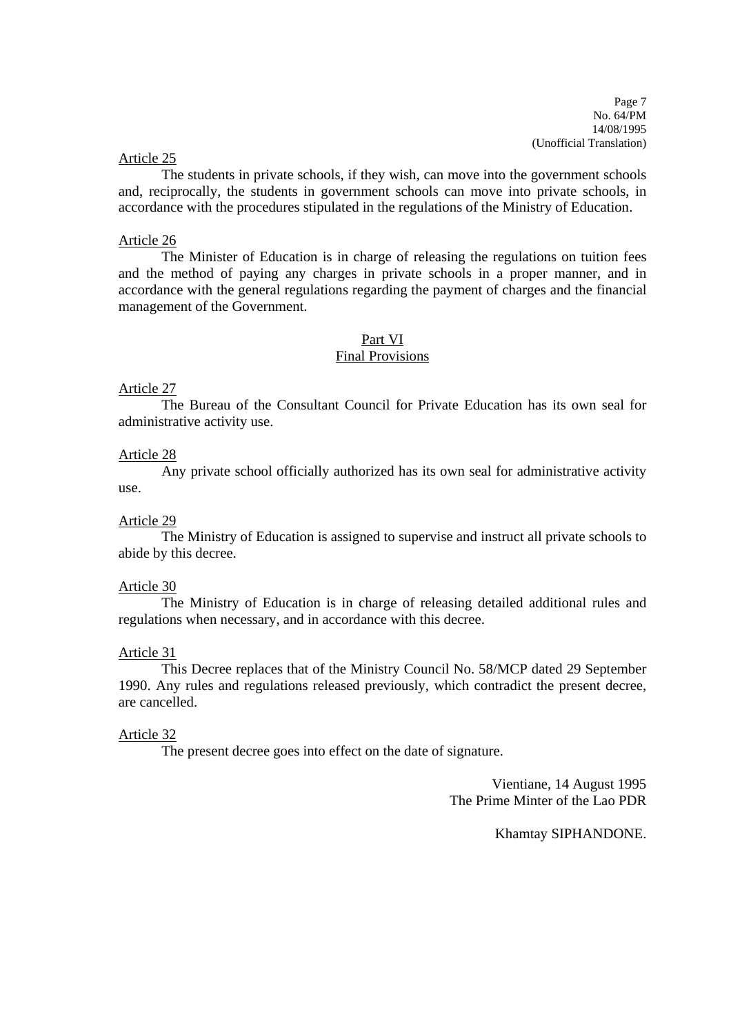Article 25

The students in private schools, if they wish, can move into the government schools and, reciprocally, the students in government schools can move into private schools, in accordance with the procedures stipulated in the regulations of the Ministry of Education.

Article 26

The Minister of Education is in charge of releasing the regulations on tuition fees and the method of paying any charges in private schools in a proper manner, and in accordance with the general regulations regarding the payment of charges and the financial management of the Government.

## Part VI
## Final Provisions

Article 27

The Bureau of the Consultant Council for Private Education has its own seal for administrative activity use.

Article 28

Any private school officially authorized has its own seal for administrative activity use.

Article 29

The Ministry of Education is assigned to supervise and instruct all private schools to abide by this decree.

Article 30

The Ministry of Education is in charge of releasing detailed additional rules and regulations when necessary, and in accordance with this decree.

Article 31

This Decree replaces that of the Ministry Council No. 58/MCP dated 29 September 1990. Any rules and regulations released previously, which contradict the present decree, are cancelled.

Article 32

The present decree goes into effect on the date of signature.

Vientiane, 14 August 1995
The Prime Minter of the Lao PDR

Khamtay SIPHANDONE.